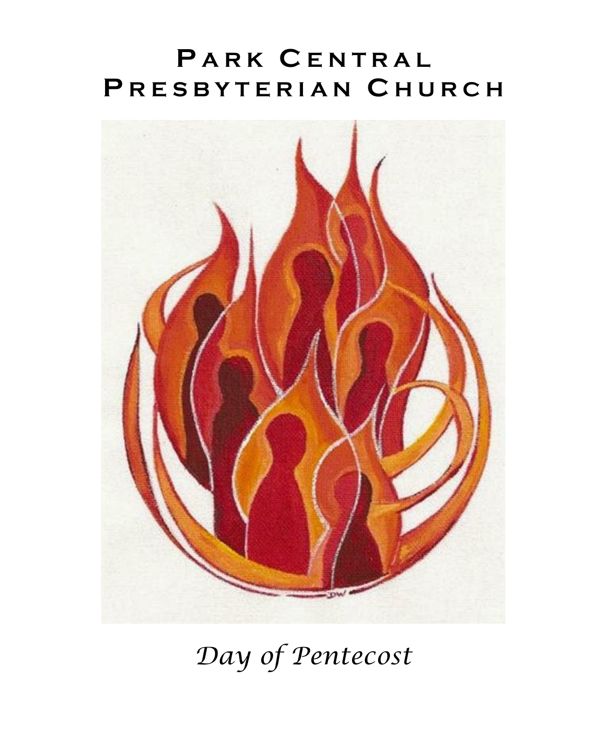# Park Central Presbyterian Church

*Day of Pentecost*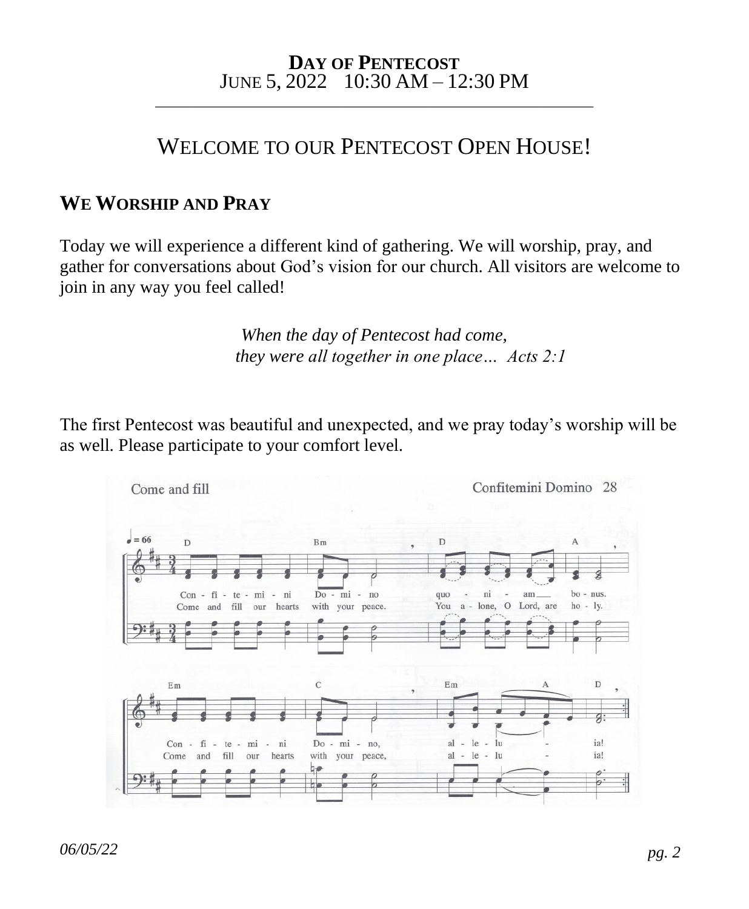**DAY OF PENTECOST**
JUNE 5, 2022 10:30 AM – 12:30 PM

# WELCOME TO OUR PENTECOST OPEN HOUSE!

## WE WORSHIP AND PRAY

Today we will experience a different kind of gathering. We will worship, pray, and gather for conversations about God's vision for our church. All visitors are welcome to join in any way you feel called!

*When the day of Pentecost had come,*
*they were all together in one place… Acts 2:1*

The first Pentecost was beautiful and unexpected, and we pray today's worship will be as well. Please participate to your comfort level.

Come and fill — Confitemini Domino 28

Confitemini Domino quoniam bonus.
Come and fill our hearts with your peace. You alone, O Lord, are holy.
Confitemini Domino, alleluia!
Come and fill our hearts with your peace, alleluia!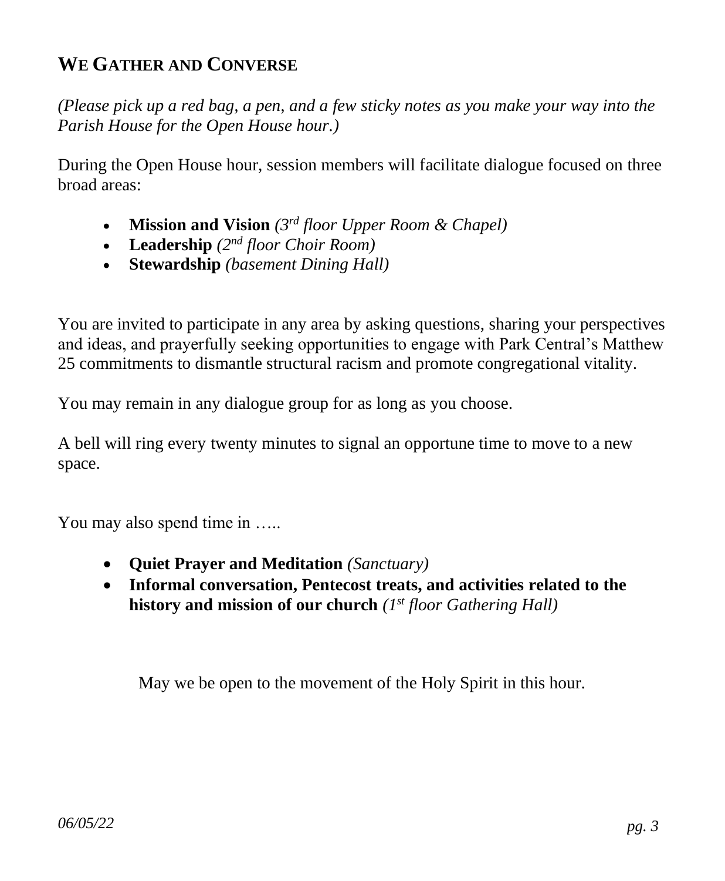## We Gather and Converse

*(Please pick up a red bag, a pen, and a few sticky notes as you make your way into the Parish House for the Open House hour.)*

During the Open House hour, session members will facilitate dialogue focused on three broad areas:

- **Mission and Vision** *(3rd floor Upper Room & Chapel)*
- **Leadership** *(2nd floor Choir Room)*
- **Stewardship** *(basement Dining Hall)*

You are invited to participate in any area by asking questions, sharing your perspectives and ideas, and prayerfully seeking opportunities to engage with Park Central's Matthew 25 commitments to dismantle structural racism and promote congregational vitality.

You may remain in any dialogue group for as long as you choose.

A bell will ring every twenty minutes to signal an opportune time to move to a new space.

You may also spend time in …..

- **Quiet Prayer and Meditation** *(Sanctuary)*
- **Informal conversation, Pentecost treats, and activities related to the history and mission of our church** *(1st floor Gathering Hall)*

May we be open to the movement of the Holy Spirit in this hour.

*06/05/22*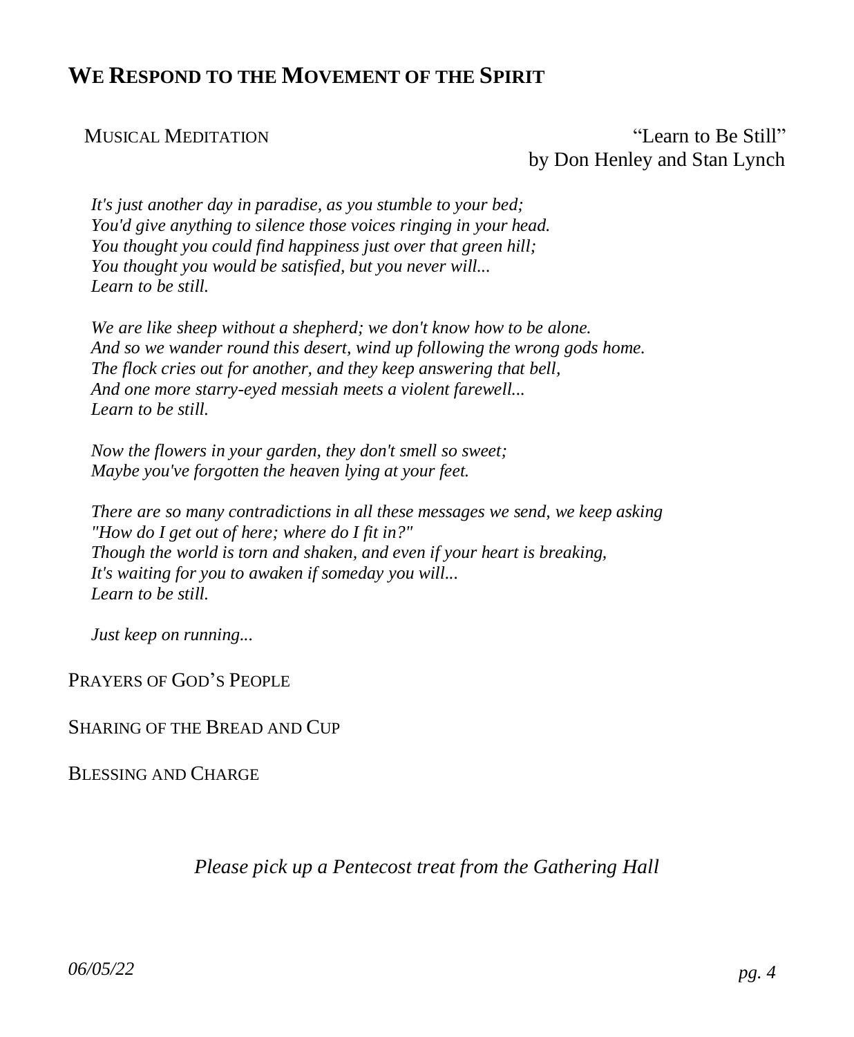## WE RESPOND TO THE MOVEMENT OF THE SPIRIT

MUSICAL MEDITATION "Learn to Be Still"
by Don Henley and Stan Lynch

*It's just another day in paradise, as you stumble to your bed;*
*You'd give anything to silence those voices ringing in your head.*
*You thought you could find happiness just over that green hill;*
*You thought you would be satisfied, but you never will...*
*Learn to be still.*

*We are like sheep without a shepherd; we don't know how to be alone.*
*And so we wander round this desert, wind up following the wrong gods home.*
*The flock cries out for another, and they keep answering that bell,*
*And one more starry-eyed messiah meets a violent farewell...*
*Learn to be still.*

*Now the flowers in your garden, they don't smell so sweet;*
*Maybe you've forgotten the heaven lying at your feet.*

*There are so many contradictions in all these messages we send, we keep asking*
*"How do I get out of here; where do I fit in?"*
*Though the world is torn and shaken, and even if your heart is breaking,*
*It's waiting for you to awaken if someday you will...*
*Learn to be still.*

*Just keep on running...*

PRAYERS OF GOD'S PEOPLE

SHARING OF THE BREAD AND CUP

BLESSING AND CHARGE

*Please pick up a Pentecost treat from the Gathering Hall*

*06/05/22*